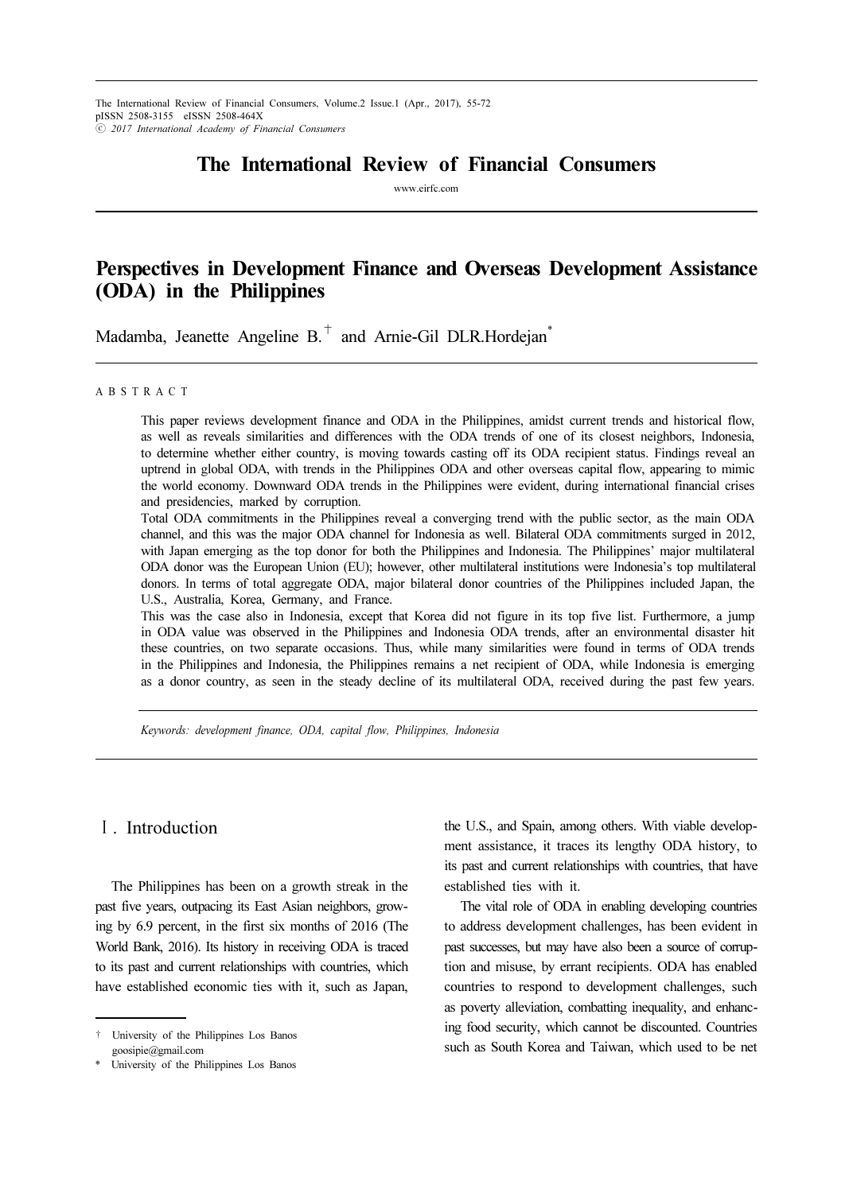# Perspectives in Development Finance and Overseas Development Assistance (ODA) in the Philippines

Madamba, Jeanette Angeline B.[†] and Arnie-Gil DLR.Hordejan[*]

## ABSTRACT

This paper reviews development finance and ODA in the Philippines, amidst current trends and historical flow, as well as reveals similarities and differences with the ODA trends of one of its closest neighbors, Indonesia, to determine whether either country, is moving towards casting off its ODA recipient status. Findings reveal an uptrend in global ODA, with trends in the Philippines ODA and other overseas capital flow, appearing to mimic the world economy. Downward ODA trends in the Philippines were evident, during international financial crises and presidencies, marked by corruption.

Total ODA commitments in the Philippines reveal a converging trend with the public sector, as the main ODA channel, and this was the major ODA channel for Indonesia as well. Bilateral ODA commitments surged in 2012, with Japan emerging as the top donor for both the Philippines and Indonesia. The Philippines' major multilateral ODA donor was the European Union (EU); however, other multilateral institutions were Indonesia's top multilateral donors. In terms of total aggregate ODA, major bilateral donor countries of the Philippines included Japan, the U.S., Australia, Korea, Germany, and France.

This was the case also in Indonesia, except that Korea did not figure in its top five list. Furthermore, a jump in ODA value was observed in the Philippines and Indonesia ODA trends, after an environmental disaster hit these countries, on two separate occasions. Thus, while many similarities were found in terms of ODA trends in the Philippines and Indonesia, the Philippines remains a net recipient of ODA, while Indonesia is emerging as a donor country, as seen in the steady decline of its multilateral ODA, received during the past few years.

*Keywords: development finance, ODA, capital flow, Philippines, Indonesia*

## Ⅰ. Introduction

The Philippines has been on a growth streak in the past five years, outpacing its East Asian neighbors, growing by 6.9 percent, in the first six months of 2016 (The World Bank, 2016). Its history in receiving ODA is traced to its past and current relationships with countries, which have established economic ties with it, such as Japan, the U.S., and Spain, among others. With viable development assistance, it traces its lengthy ODA history, to its past and current relationships with countries, that have established ties with it.

The vital role of ODA in enabling developing countries to address development challenges, has been evident in past successes, but may have also been a source of corruption and misuse, by errant recipients. ODA has enabled countries to respond to development challenges, such as poverty alleviation, combatting inequality, and enhancing food security, which cannot be discounted. Countries such as South Korea and Taiwan, which used to be net

---

[†] University of the Philippines Los Banos
goosipie@gmail.com

[*] University of the Philippines Los Banos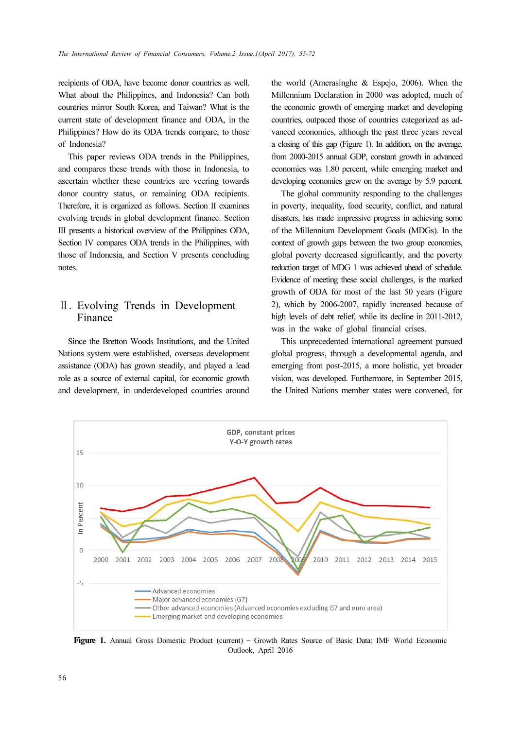recipients of ODA, have become donor countries as well. What about the Philippines, and Indonesia? Can both countries mirror South Korea, and Taiwan? What is the current state of development finance and ODA, in the Philippines? How do its ODA trends compare, to those of Indonesia?

This paper reviews ODA trends in the Philippines, and compares these trends with those in Indonesia, to ascertain whether these countries are veering towards donor country status, or remaining ODA recipients. Therefore, it is organized as follows. Section II examines evolving trends in global development finance. Section III presents a historical overview of the Philippines ODA, Section IV compares ODA trends in the Philippines, with those of Indonesia, and Section V presents concluding notes.

## Ⅱ. Evolving Trends in Development Finance

Since the Bretton Woods Institutions, and the United Nations system were established, overseas development assistance (ODA) has grown steadily, and played a lead role as a source of external capital, for economic growth and development, in underdeveloped countries around the world (Amerasinghe & Espejo, 2006). When the Millennium Declaration in 2000 was adopted, much of the economic growth of emerging market and developing countries, outpaced those of countries categorized as advanced economies, although the past three years reveal a closing of this gap (Figure 1). In addition, on the average, from 2000-2015 annual GDP, constant growth in advanced economies was 1.80 percent, while emerging market and developing economies grew on the average by 5.9 percent.

The global community responding to the challenges in poverty, inequality, food security, conflict, and natural disasters, has made impressive progress in achieving some of the Millennium Development Goals (MDGs). In the context of growth gaps between the two group economies, global poverty decreased significantly, and the poverty reduction target of MDG 1 was achieved ahead of schedule. Evidence of meeting these social challenges, is the marked growth of ODA for most of the last 50 years (Figure 2), which by 2006-2007, rapidly increased because of high levels of debt relief, while its decline in 2011-2012, was in the wake of global financial crises.

This unprecedented international agreement pursued global progress, through a developmental agenda, and emerging from post-2015, a more holistic, yet broader vision, was developed. Furthermore, in September 2015, the United Nations member states were convened, for

**Figure 1.** Annual Gross Domestic Product (current) – Growth Rates Source of Basic Data: IMF World Economic Outlook, April 2016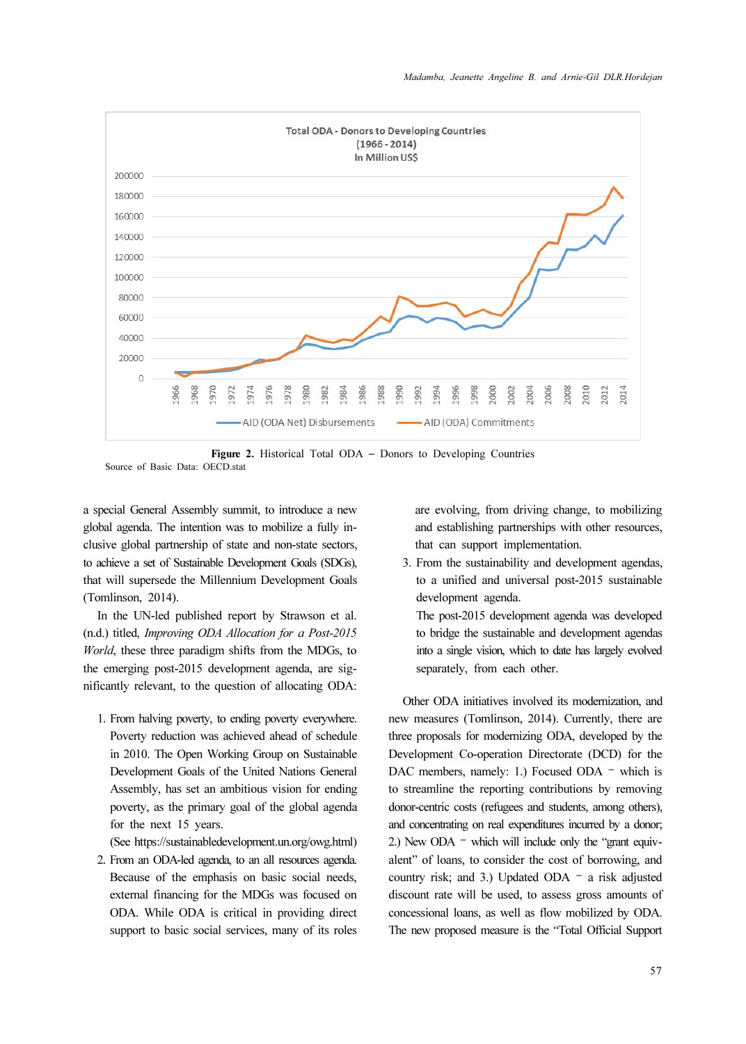Figure 2. Historical Total ODA – Donors to Developing Countries

Source of Basic Data: OECD.stat

a special General Assembly summit, to introduce a new global agenda. The intention was to mobilize a fully inclusive global partnership of state and non-state sectors, to achieve a set of Sustainable Development Goals (SDGs), that will supersede the Millennium Development Goals (Tomlinson, 2014).

In the UN-led published report by Strawson et al. (n.d.) titled, *Improving ODA Allocation for a Post-2015 World*, these three paradigm shifts from the MDGs, to the emerging post-2015 development agenda, are significantly relevant, to the question of allocating ODA:

1. From halving poverty, to ending poverty everywhere. Poverty reduction was achieved ahead of schedule in 2010. The Open Working Group on Sustainable Development Goals of the United Nations General Assembly, has set an ambitious vision for ending poverty, as the primary goal of the global agenda for the next 15 years. (See https://sustainabledevelopment.un.org/owg.html)
2. From an ODA-led agenda, to an all resources agenda. Because of the emphasis on basic social needs, external financing for the MDGs was focused on ODA. While ODA is critical in providing direct support to basic social services, many of its roles are evolving, from driving change, to mobilizing and establishing partnerships with other resources, that can support implementation.
3. From the sustainability and development agendas, to a unified and universal post-2015 sustainable development agenda.
   The post-2015 development agenda was developed to bridge the sustainable and development agendas into a single vision, which to date has largely evolved separately, from each other.

Other ODA initiatives involved its modernization, and new measures (Tomlinson, 2014). Currently, there are three proposals for modernizing ODA, developed by the Development Co-operation Directorate (DCD) for the DAC members, namely: 1.) Focused ODA – which is to streamline the reporting contributions by removing donor-centric costs (refugees and students, among others), and concentrating on real expenditures incurred by a donor; 2.) New ODA – which will include only the "grant equivalent" of loans, to consider the cost of borrowing, and country risk; and 3.) Updated ODA – a risk adjusted discount rate will be used, to assess gross amounts of concessional loans, as well as flow mobilized by ODA. The new proposed measure is the "Total Official Support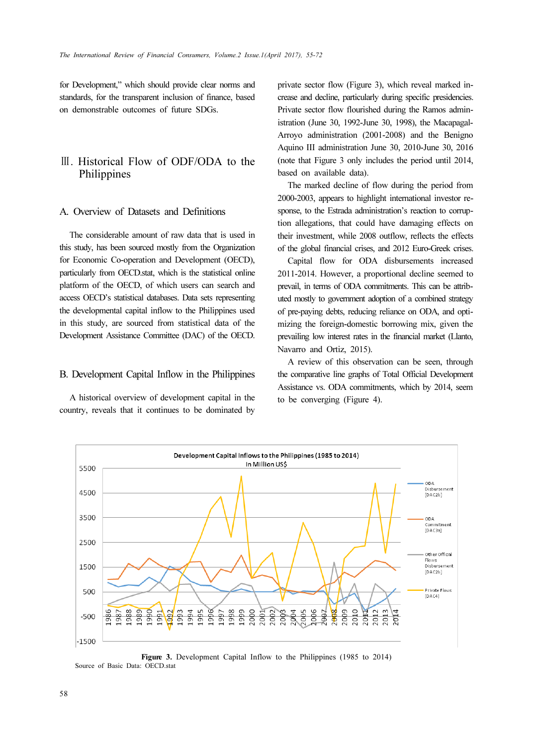for Development," which should provide clear norms and standards, for the transparent inclusion of finance, based on demonstrable outcomes of future SDGs.

## Ⅲ. Historical Flow of ODF/ODA to the Philippines

### A. Overview of Datasets and Definitions

The considerable amount of raw data that is used in this study, has been sourced mostly from the Organization for Economic Co-operation and Development (OECD), particularly from OECD.stat, which is the statistical online platform of the OECD, of which users can search and access OECD's statistical databases. Data sets representing the developmental capital inflow to the Philippines used in this study, are sourced from statistical data of the Development Assistance Committee (DAC) of the OECD.

### B. Development Capital Inflow in the Philippines

A historical overview of development capital in the country, reveals that it continues to be dominated by private sector flow (Figure 3), which reveal marked increase and decline, particularly during specific presidencies. Private sector flow flourished during the Ramos administration (June 30, 1992-June 30, 1998), the Macapagal-Arroyo administration (2001-2008) and the Benigno Aquino III administration June 30, 2010-June 30, 2016 (note that Figure 3 only includes the period until 2014, based on available data).

The marked decline of flow during the period from 2000-2003, appears to highlight international investor response, to the Estrada administration's reaction to corruption allegations, that could have damaging effects on their investment, while 2008 outflow, reflects the effects of the global financial crises, and 2012 Euro-Greek crises.

Capital flow for ODA disbursements increased 2011-2014. However, a proportional decline seemed to prevail, in terms of ODA commitments. This can be attributed mostly to government adoption of a combined strategy of pre-paying debts, reducing reliance on ODA, and optimizing the foreign-domestic borrowing mix, given the prevailing low interest rates in the financial market (Llanto, Navarro and Ortiz, 2015).

A review of this observation can be seen, through the comparative line graphs of Total Official Development Assistance vs. ODA commitments, which by 2014, seem to be converging (Figure 4).

**Figure 3.** Development Capital Inflow to the Philippines (1985 to 2014)
Source of Basic Data: OECD.stat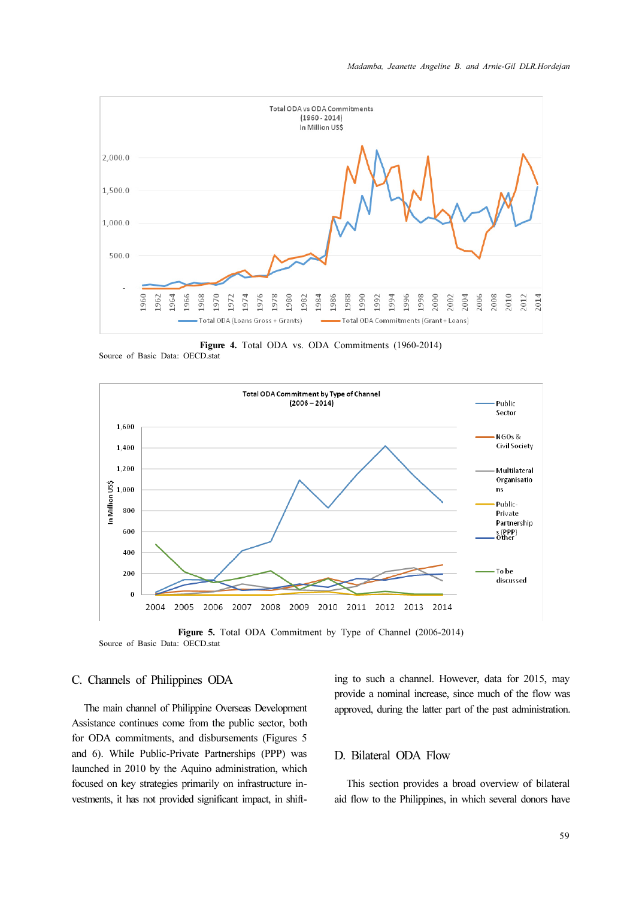**Figure 4.** Total ODA vs. ODA Commitments (1960-2014)
Source of Basic Data: OECD.stat

**Figure 5.** Total ODA Commitment by Type of Channel (2006-2014)
Source of Basic Data: OECD.stat

## C. Channels of Philippines ODA

The main channel of Philippine Overseas Development Assistance continues come from the public sector, both for ODA commitments, and disbursements (Figures 5 and 6). While Public-Private Partnerships (PPP) was launched in 2010 by the Aquino administration, which focused on key strategies primarily on infrastructure investments, it has not provided significant impact, in shifting to such a channel. However, data for 2015, may provide a nominal increase, since much of the flow was approved, during the latter part of the past administration.

## D. Bilateral ODA Flow

This section provides a broad overview of bilateral aid flow to the Philippines, in which several donors have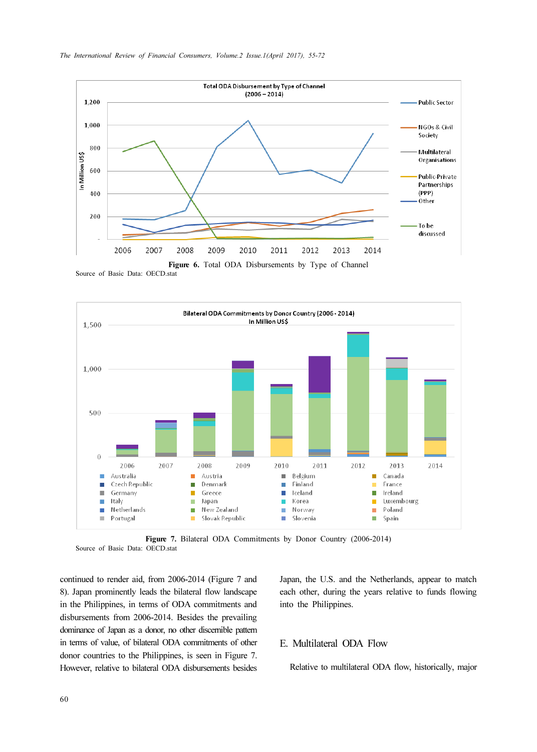**Figure 6.** Total ODA Disbursements by Type of Channel

Source of Basic Data: OECD.stat

**Figure 7.** Bilateral ODA Commitments by Donor Country (2006-2014)

Source of Basic Data: OECD.stat

continued to render aid, from 2006-2014 (Figure 7 and 8). Japan prominently leads the bilateral flow landscape in the Philippines, in terms of ODA commitments and disbursements from 2006-2014. Besides the prevailing dominance of Japan as a donor, no other discernible pattern in terms of value, of bilateral ODA commitments of other donor countries to the Philippines, is seen in Figure 7. However, relative to bilateral ODA disbursements besides Japan, the U.S. and the Netherlands, appear to match each other, during the years relative to funds flowing into the Philippines.

## E. Multilateral ODA Flow

Relative to multilateral ODA flow, historically, major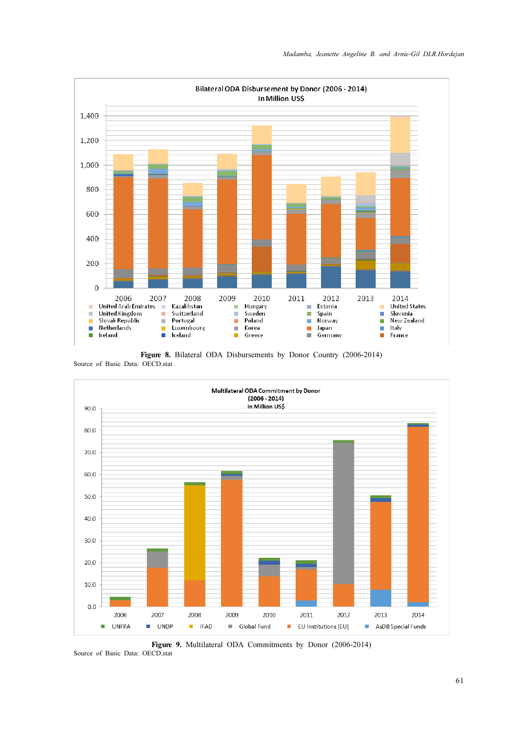**Figure 8.** Bilateral ODA Disbursements by Donor Country (2006-2014)

Source of Basic Data: OECD.stat

**Figure 9.** Multilateral ODA Commitments by Donor (2006-2014)

Source of Basic Data: OECD.stat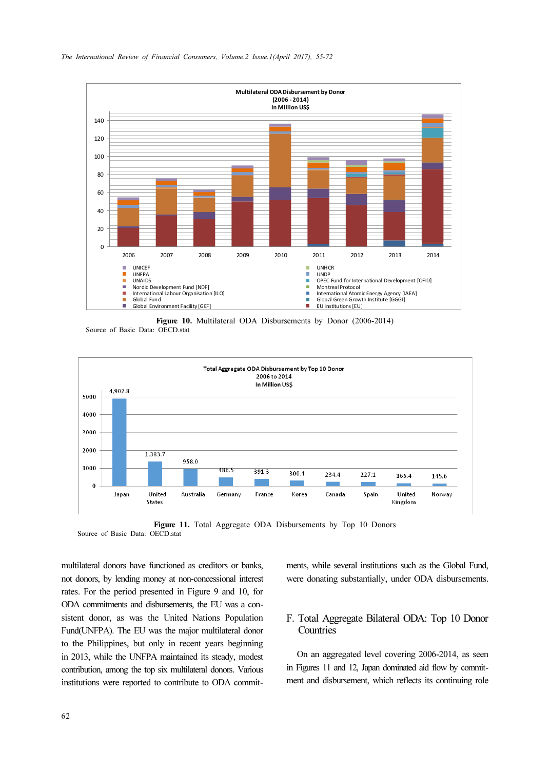Figure 10. Multilateral ODA Disbursements by Donor (2006-2014)
Source of Basic Data: OECD.stat

Figure 11. Total Aggregate ODA Disbursements by Top 10 Donors
Source of Basic Data: OECD.stat

multilateral donors have functioned as creditors or banks, not donors, by lending money at non-concessional interest rates. For the period presented in Figure 9 and 10, for ODA commitments and disbursements, the EU was a consistent donor, as was the United Nations Population Fund(UNFPA). The EU was the major multilateral donor to the Philippines, but only in recent years beginning in 2013, while the UNFPA maintained its steady, modest contribution, among the top six multilateral donors. Various institutions were reported to contribute to ODA commitments, while several institutions such as the Global Fund, were donating substantially, under ODA disbursements.

## F. Total Aggregate Bilateral ODA: Top 10 Donor Countries

On an aggregated level covering 2006-2014, as seen in Figures 11 and 12, Japan dominated aid flow by commitment and disbursement, which reflects its continuing role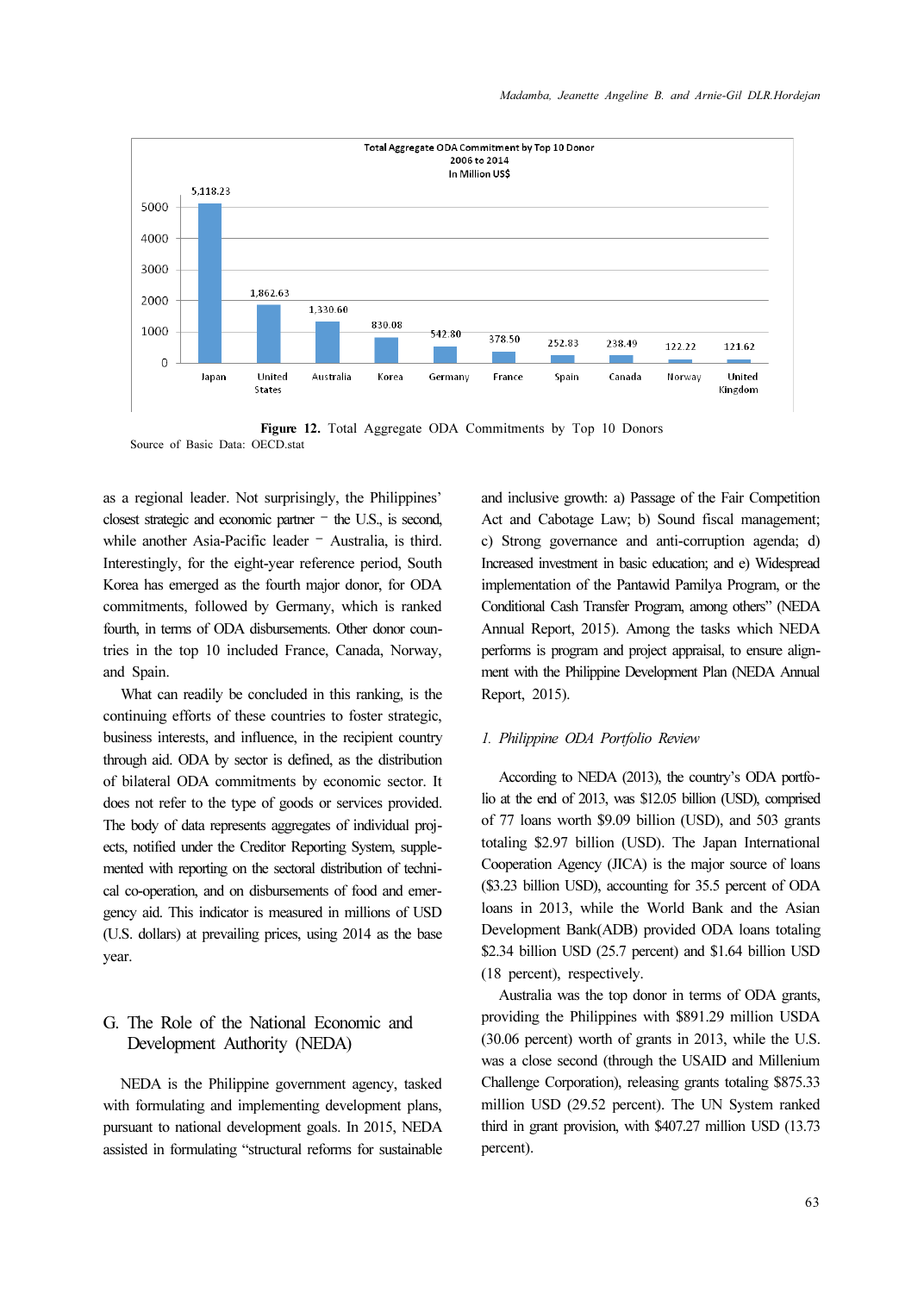| Donor | Total Aggregate ODA Commitment 2006 to 2014 (In Million US$) |
|---|---|
| Japan | 5,118.23 |
| United States | 1,862.63 |
| Australia | 1,330.60 |
| Korea | 830.08 |
| Germany | 542.80 |
| France | 378.50 |
| Spain | 252.83 |
| Canada | 238.49 |
| Norway | 122.22 |
| United Kingdom | 121.62 |

**Figure 12.** Total Aggregate ODA Commitments by Top 10 Donors

Source of Basic Data: OECD.stat

as a regional leader. Not surprisingly, the Philippines' closest strategic and economic partner – the U.S., is second, while another Asia-Pacific leader – Australia, is third. Interestingly, for the eight-year reference period, South Korea has emerged as the fourth major donor, for ODA commitments, followed by Germany, which is ranked fourth, in terms of ODA disbursements. Other donor countries in the top 10 included France, Canada, Norway, and Spain.

What can readily be concluded in this ranking, is the continuing efforts of these countries to foster strategic, business interests, and influence, in the recipient country through aid. ODA by sector is defined, as the distribution of bilateral ODA commitments by economic sector. It does not refer to the type of goods or services provided. The body of data represents aggregates of individual projects, notified under the Creditor Reporting System, supplemented with reporting on the sectoral distribution of technical co-operation, and on disbursements of food and emergency aid. This indicator is measured in millions of USD (U.S. dollars) at prevailing prices, using 2014 as the base year.

## G. The Role of the National Economic and Development Authority (NEDA)

NEDA is the Philippine government agency, tasked with formulating and implementing development plans, pursuant to national development goals. In 2015, NEDA assisted in formulating "structural reforms for sustainable and inclusive growth: a) Passage of the Fair Competition Act and Cabotage Law; b) Sound fiscal management; c) Strong governance and anti-corruption agenda; d) Increased investment in basic education; and e) Widespread implementation of the Pantawid Pamilya Program, or the Conditional Cash Transfer Program, among others" (NEDA Annual Report, 2015). Among the tasks which NEDA performs is program and project appraisal, to ensure alignment with the Philippine Development Plan (NEDA Annual Report, 2015).

### *1. Philippine ODA Portfolio Review*

According to NEDA (2013), the country's ODA portfolio at the end of 2013, was $12.05 billion (USD), comprised of 77 loans worth $9.09 billion (USD), and 503 grants totaling $2.97 billion (USD). The Japan International Cooperation Agency (JICA) is the major source of loans ($3.23 billion USD), accounting for 35.5 percent of ODA loans in 2013, while the World Bank and the Asian Development Bank(ADB) provided ODA loans totaling $2.34 billion USD (25.7 percent) and $1.64 billion USD (18 percent), respectively.

Australia was the top donor in terms of ODA grants, providing the Philippines with $891.29 million USDA (30.06 percent) worth of grants in 2013, while the U.S. was a close second (through the USAID and Millenium Challenge Corporation), releasing grants totaling $875.33 million USD (29.52 percent). The UN System ranked third in grant provision, with $407.27 million USD (13.73 percent).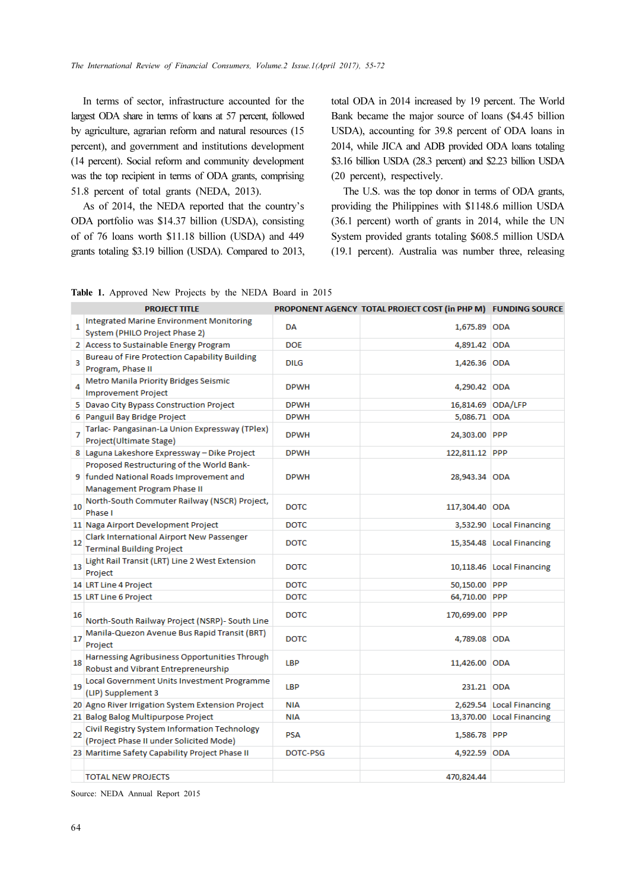In terms of sector, infrastructure accounted for the largest ODA share in terms of loans at 57 percent, followed by agriculture, agrarian reform and natural resources (15 percent), and government and institutions development (14 percent). Social reform and community development was the top recipient in terms of ODA grants, comprising 51.8 percent of total grants (NEDA, 2013).

As of 2014, the NEDA reported that the country's ODA portfolio was $14.37 billion (USDA), consisting of 76 loans worth $11.18 billion (USDA) and 449 grants totaling $3.19 billion (USDA). Compared to 2013, total ODA in 2014 increased by 19 percent. The World Bank became the major source of loans ($4.45 billion USDA), accounting for 39.8 percent of ODA loans in 2014, while JICA and ADB provided ODA loans totaling $3.16 billion USDA (28.3 percent) and $2.23 billion USDA (20 percent), respectively.

The U.S. was the top donor in terms of ODA grants, providing the Philippines with $1148.6 million USDA (36.1 percent) worth of grants in 2014, while the UN System provided grants totaling $608.5 million USDA (19.1 percent). Australia was number three, releasing

**Table 1.** Approved New Projects by the NEDA Board in 2015

| | PROJECT TITLE | PROPONENT AGENCY | TOTAL PROJECT COST (in PHP M) | FUNDING SOURCE |
|---|---|---|---|---|
| 1 | Integrated Marine Environment Monitoring System (PHILO Project Phase 2) | DA | 1,675.89 | ODA |
| 2 | Access to Sustainable Energy Program | DOE | 4,891.42 | ODA |
| 3 | Bureau of Fire Protection Capability Building Program, Phase II | DILG | 1,426.36 | ODA |
| 4 | Metro Manila Priority Bridges Seismic Improvement Project | DPWH | 4,290.42 | ODA |
| 5 | Davao City Bypass Construction Project | DPWH | 16,814.69 | ODA/LFP |
| 6 | Panguil Bay Bridge Project | DPWH | 5,086.71 | ODA |
| 7 | Tarlac- Pangasinan-La Union Expressway (TPlex) Project(Ultimate Stage) | DPWH | 24,303.00 | PPP |
| 8 | Laguna Lakeshore Expressway – Dike Project | DPWH | 122,811.12 | PPP |
| 9 | Proposed Restructuring of the World Bank-funded National Roads Improvement and Management Program Phase II | DPWH | 28,943.34 | ODA |
| 10 | North-South Commuter Railway (NSCR) Project, Phase I | DOTC | 117,304.40 | ODA |
| 11 | Naga Airport Development Project | DOTC | 3,532.90 | Local Financing |
| 12 | Clark International Airport New Passenger Terminal Building Project | DOTC | 15,354.48 | Local Financing |
| 13 | Light Rail Transit (LRT) Line 2 West Extension Project | DOTC | 10,118.46 | Local Financing |
| 14 | LRT Line 4 Project | DOTC | 50,150.00 | PPP |
| 15 | LRT Line 6 Project | DOTC | 64,710.00 | PPP |
| 16 | North-South Railway Project (NSRP)- South Line | DOTC | 170,699.00 | PPP |
| 17 | Manila-Quezon Avenue Bus Rapid Transit (BRT) Project | DOTC | 4,789.08 | ODA |
| 18 | Harnessing Agribusiness Opportunities Through Robust and Vibrant Entrepreneurship | LBP | 11,426.00 | ODA |
| 19 | Local Government Units Investment Programme (LIP) Supplement 3 | LBP | 231.21 | ODA |
| 20 | Agno River Irrigation System Extension Project | NIA | 2,629.54 | Local Financing |
| 21 | Balog Balog Multipurpose Project | NIA | 13,370.00 | Local Financing |
| 22 | Civil Registry System Information Technology (Project Phase II under Solicited Mode) | PSA | 1,586.78 | PPP |
| 23 | Maritime Safety Capability Project Phase II | DOTC-PSG | 4,922.59 | ODA |
| | TOTAL NEW PROJECTS | | 470,824.44 | |

Source: NEDA Annual Report 2015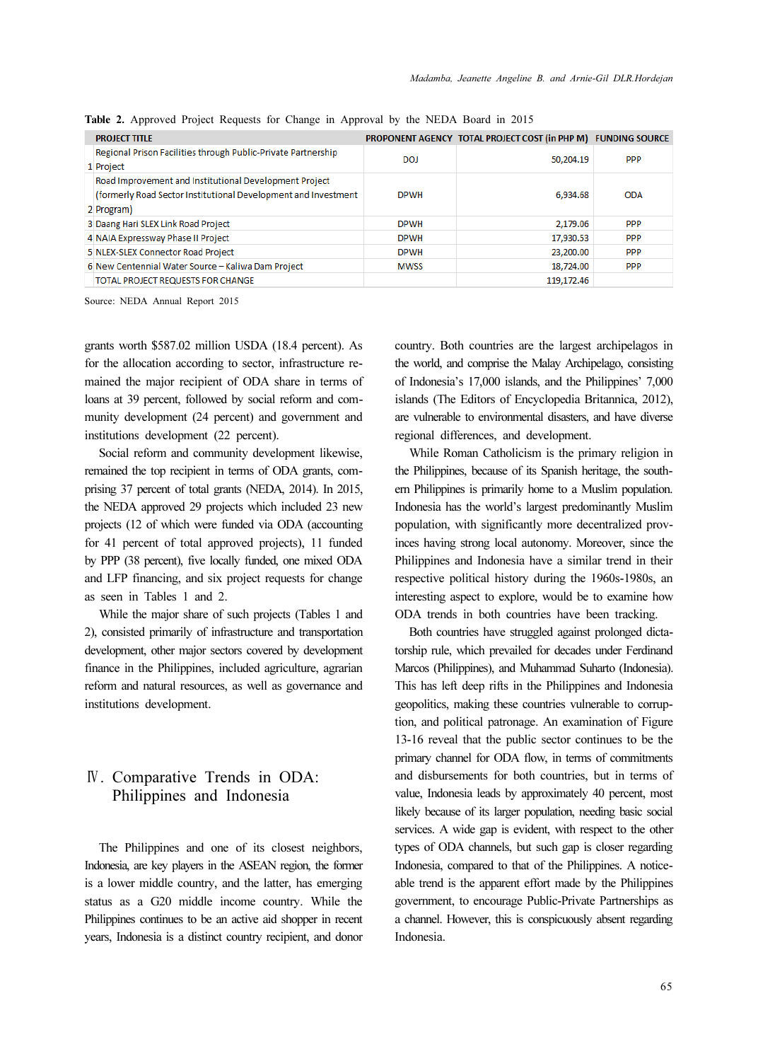**Table 2.** Approved Project Requests for Change in Approval by the NEDA Board in 2015

| | PROJECT TITLE | PROPONENT AGENCY | TOTAL PROJECT COST (in PHP M) | FUNDING SOURCE |
|---|---|---|---|---|
| 1 | Regional Prison Facilities through Public-Private Partnership Project | DOJ | 50,204.19 | PPP |
| 2 | Road Improvement and Institutional Development Project (formerly Road Sector Institutional Development and Investment Program) | DPWH | 6,934.68 | ODA |
| 3 | Daang Hari SLEX Link Road Project | DPWH | 2,179.06 | PPP |
| 4 | NAIA Expressway Phase II Project | DPWH | 17,930.53 | PPP |
| 5 | NLEX-SLEX Connector Road Project | DPWH | 23,200.00 | PPP |
| 6 | New Centennial Water Source – Kaliwa Dam Project | MWSS | 18,724.00 | PPP |
| | TOTAL PROJECT REQUESTS FOR CHANGE | | 119,172.46 | |

Source: NEDA Annual Report 2015

grants worth $587.02 million USDA (18.4 percent). As for the allocation according to sector, infrastructure remained the major recipient of ODA share in terms of loans at 39 percent, followed by social reform and community development (24 percent) and government and institutions development (22 percent).

Social reform and community development likewise, remained the top recipient in terms of ODA grants, comprising 37 percent of total grants (NEDA, 2014). In 2015, the NEDA approved 29 projects which included 23 new projects (12 of which were funded via ODA (accounting for 41 percent of total approved projects), 11 funded by PPP (38 percent), five locally funded, one mixed ODA and LFP financing, and six project requests for change as seen in Tables 1 and 2.

While the major share of such projects (Tables 1 and 2), consisted primarily of infrastructure and transportation development, other major sectors covered by development finance in the Philippines, included agriculture, agrarian reform and natural resources, as well as governance and institutions development.

## Ⅳ. Comparative Trends in ODA: Philippines and Indonesia

The Philippines and one of its closest neighbors, Indonesia, are key players in the ASEAN region, the former is a lower middle country, and the latter, has emerging status as a G20 middle income country. While the Philippines continues to be an active aid shopper in recent years, Indonesia is a distinct country recipient, and donor country. Both countries are the largest archipelagos in the world, and comprise the Malay Archipelago, consisting of Indonesia's 17,000 islands, and the Philippines' 7,000 islands (The Editors of Encyclopedia Britannica, 2012), are vulnerable to environmental disasters, and have diverse regional differences, and development.

While Roman Catholicism is the primary religion in the Philippines, because of its Spanish heritage, the southern Philippines is primarily home to a Muslim population. Indonesia has the world's largest predominantly Muslim population, with significantly more decentralized provinces having strong local autonomy. Moreover, since the Philippines and Indonesia have a similar trend in their respective political history during the 1960s-1980s, an interesting aspect to explore, would be to examine how ODA trends in both countries have been tracking.

Both countries have struggled against prolonged dictatorship rule, which prevailed for decades under Ferdinand Marcos (Philippines), and Muhammad Suharto (Indonesia). This has left deep rifts in the Philippines and Indonesia geopolitics, making these countries vulnerable to corruption, and political patronage. An examination of Figure 13-16 reveal that the public sector continues to be the primary channel for ODA flow, in terms of commitments and disbursements for both countries, but in terms of value, Indonesia leads by approximately 40 percent, most likely because of its larger population, needing basic social services. A wide gap is evident, with respect to the other types of ODA channels, but such gap is closer regarding Indonesia, compared to that of the Philippines. A noticeable trend is the apparent effort made by the Philippines government, to encourage Public-Private Partnerships as a channel. However, this is conspicuously absent regarding Indonesia.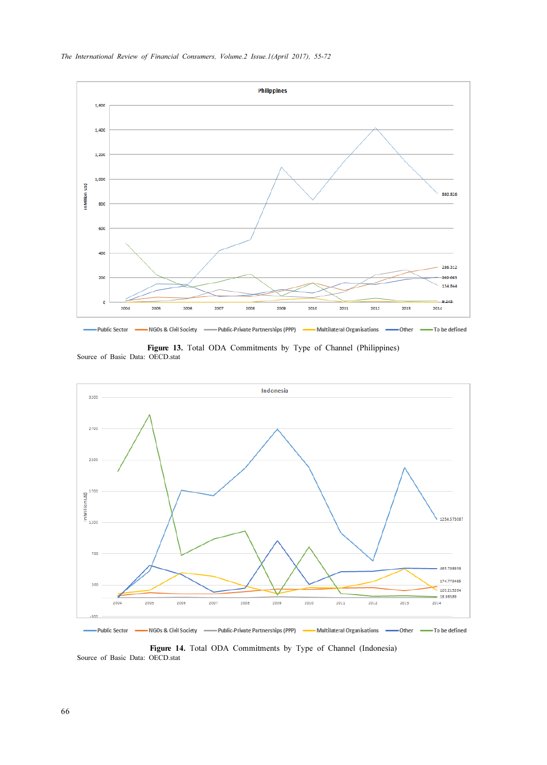**Figure 13.** Total ODA Commitments by Type of Channel (Philippines)
Source of Basic Data: OECD.stat

**Figure 14.** Total ODA Commitments by Type of Channel (Indonesia)
Source of Basic Data: OECD.stat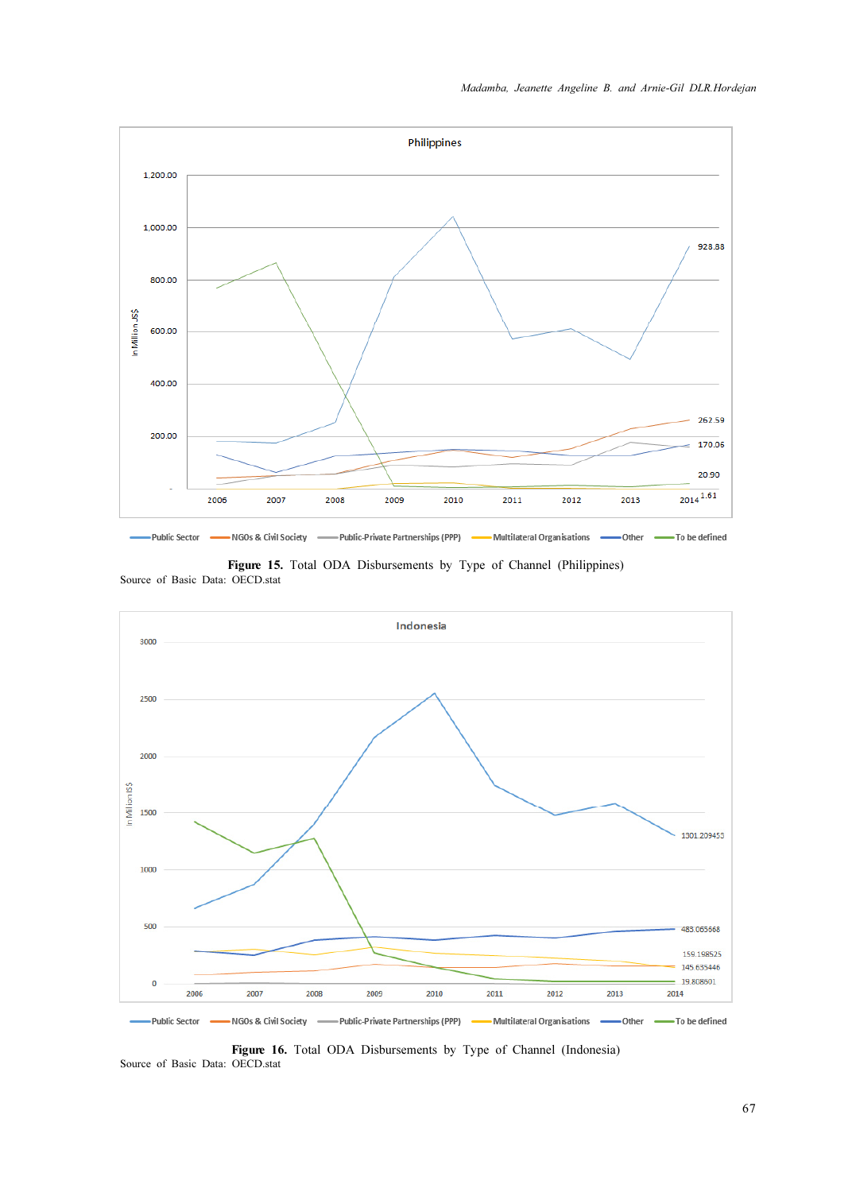**Figure 15.** Total ODA Disbursements by Type of Channel (Philippines)
Source of Basic Data: OECD.stat

**Figure 16.** Total ODA Disbursements by Type of Channel (Indonesia)
Source of Basic Data: OECD.stat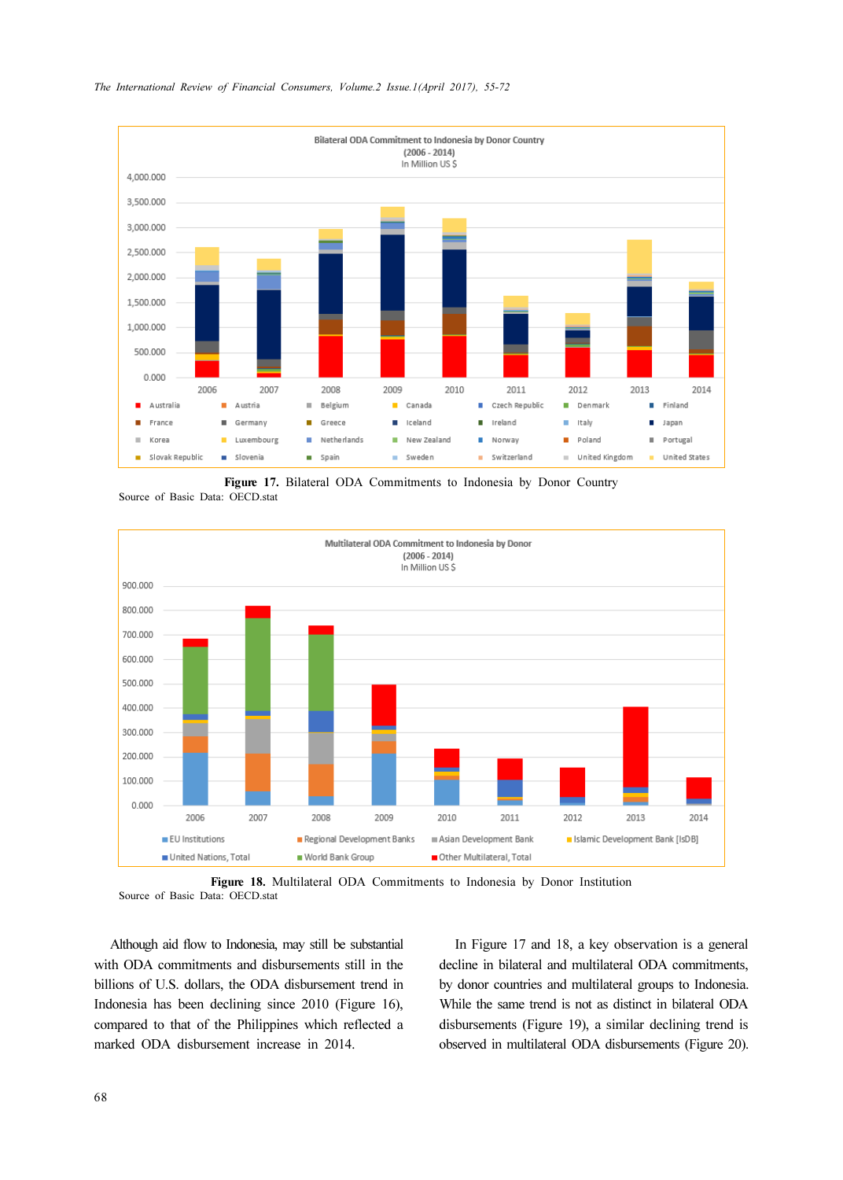**Figure 17.** Bilateral ODA Commitments to Indonesia by Donor Country

Source of Basic Data: OECD.stat

**Figure 18.** Multilateral ODA Commitments to Indonesia by Donor Institution

Source of Basic Data: OECD.stat

Although aid flow to Indonesia, may still be substantial with ODA commitments and disbursements still in the billions of U.S. dollars, the ODA disbursement trend in Indonesia has been declining since 2010 (Figure 16), compared to that of the Philippines which reflected a marked ODA disbursement increase in 2014.

In Figure 17 and 18, a key observation is a general decline in bilateral and multilateral ODA commitments, by donor countries and multilateral groups to Indonesia. While the same trend is not as distinct in bilateral ODA disbursements (Figure 19), a similar declining trend is observed in multilateral ODA disbursements (Figure 20).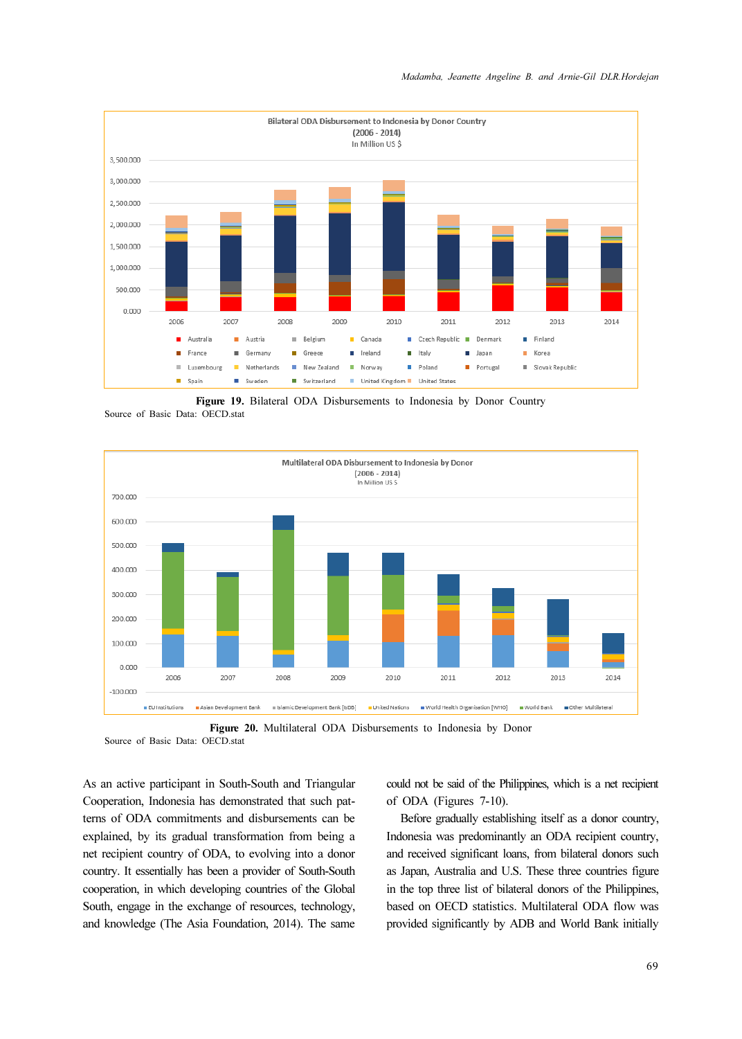**Figure 19.** Bilateral ODA Disbursements to Indonesia by Donor Country
Source of Basic Data: OECD.stat

**Figure 20.** Multilateral ODA Disbursements to Indonesia by Donor
Source of Basic Data: OECD.stat

As an active participant in South-South and Triangular Cooperation, Indonesia has demonstrated that such patterns of ODA commitments and disbursements can be explained, by its gradual transformation from being a net recipient country of ODA, to evolving into a donor country. It essentially has been a provider of South-South cooperation, in which developing countries of the Global South, engage in the exchange of resources, technology, and knowledge (The Asia Foundation, 2014). The same could not be said of the Philippines, which is a net recipient of ODA (Figures 7-10).

Before gradually establishing itself as a donor country, Indonesia was predominantly an ODA recipient country, and received significant loans, from bilateral donors such as Japan, Australia and U.S. These three countries figure in the top three list of bilateral donors of the Philippines, based on OECD statistics. Multilateral ODA flow was provided significantly by ADB and World Bank initially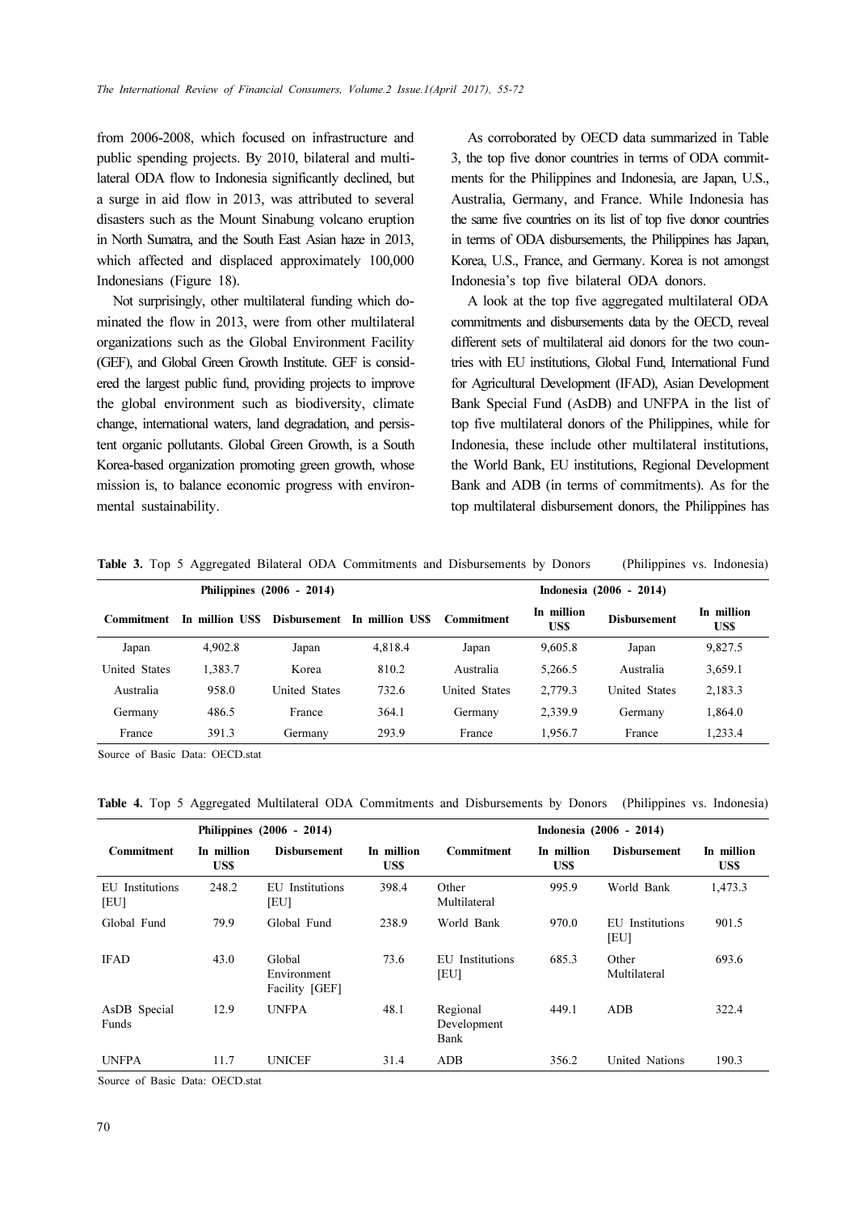from 2006-2008, which focused on infrastructure and public spending projects. By 2010, bilateral and multilateral ODA flow to Indonesia significantly declined, but a surge in aid flow in 2013, was attributed to several disasters such as the Mount Sinabung volcano eruption in North Sumatra, and the South East Asian haze in 2013, which affected and displaced approximately 100,000 Indonesians (Figure 18).

Not surprisingly, other multilateral funding which dominated the flow in 2013, were from other multilateral organizations such as the Global Environment Facility (GEF), and Global Green Growth Institute. GEF is considered the largest public fund, providing projects to improve the global environment such as biodiversity, climate change, international waters, land degradation, and persistent organic pollutants. Global Green Growth, is a South Korea-based organization promoting green growth, whose mission is, to balance economic progress with environmental sustainability.

As corroborated by OECD data summarized in Table 3, the top five donor countries in terms of ODA commitments for the Philippines and Indonesia, are Japan, U.S., Australia, Germany, and France. While Indonesia has the same five countries on its list of top five donor countries in terms of ODA disbursements, the Philippines has Japan, Korea, U.S., France, and Germany. Korea is not amongst Indonesia's top five bilateral ODA donors.

A look at the top five aggregated multilateral ODA commitments and disbursements data by the OECD, reveal different sets of multilateral aid donors for the two countries with EU institutions, Global Fund, International Fund for Agricultural Development (IFAD), Asian Development Bank Special Fund (AsDB) and UNFPA in the list of top five multilateral donors of the Philippines, while for Indonesia, these include other multilateral institutions, the World Bank, EU institutions, Regional Development Bank and ADB (in terms of commitments). As for the top multilateral disbursement donors, the Philippines has

**Table 3.** Top 5 Aggregated Bilateral ODA Commitments and Disbursements by Donors (Philippines vs. Indonesia)

| Philippines (2006 - 2014) | | | | Indonesia (2006 - 2014) | | | |
|---|---|---|---|---|---|---|---|
| Commitment | In million US$ | Disbursement | In million US$ | Commitment | In million US$ | Disbursement | In million US$ |
| Japan | 4,902.8 | Japan | 4,818.4 | Japan | 9,605.8 | Japan | 9,827.5 |
| United States | 1,383.7 | Korea | 810.2 | Australia | 5,266.5 | Australia | 3,659.1 |
| Australia | 958.0 | United States | 732.6 | United States | 2,779.3 | United States | 2,183.3 |
| Germany | 486.5 | France | 364.1 | Germany | 2,339.9 | Germany | 1,864.0 |
| France | 391.3 | Germany | 293.9 | France | 1,956.7 | France | 1,233.4 |

Source of Basic Data: OECD.stat

**Table 4.** Top 5 Aggregated Multilateral ODA Commitments and Disbursements by Donors (Philippines vs. Indonesia)

| Philippines (2006 - 2014) | | | | Indonesia (2006 - 2014) | | | |
|---|---|---|---|---|---|---|---|
| Commitment | In million US$ | Disbursement | In million US$ | Commitment | In million US$ | Disbursement | In million US$ |
| EU Institutions [EU] | 248.2 | EU Institutions [EU] | 398.4 | Other Multilateral | 995.9 | World Bank | 1,473.3 |
| Global Fund | 79.9 | Global Fund | 238.9 | World Bank | 970.0 | EU Institutions [EU] | 901.5 |
| IFAD | 43.0 | Global Environment Facility [GEF] | 73.6 | EU Institutions [EU] | 685.3 | Other Multilateral | 693.6 |
| AsDB Special Funds | 12.9 | UNFPA | 48.1 | Regional Development Bank | 449.1 | ADB | 322.4 |
| UNFPA | 11.7 | UNICEF | 31.4 | ADB | 356.2 | United Nations | 190.3 |

Source of Basic Data: OECD.stat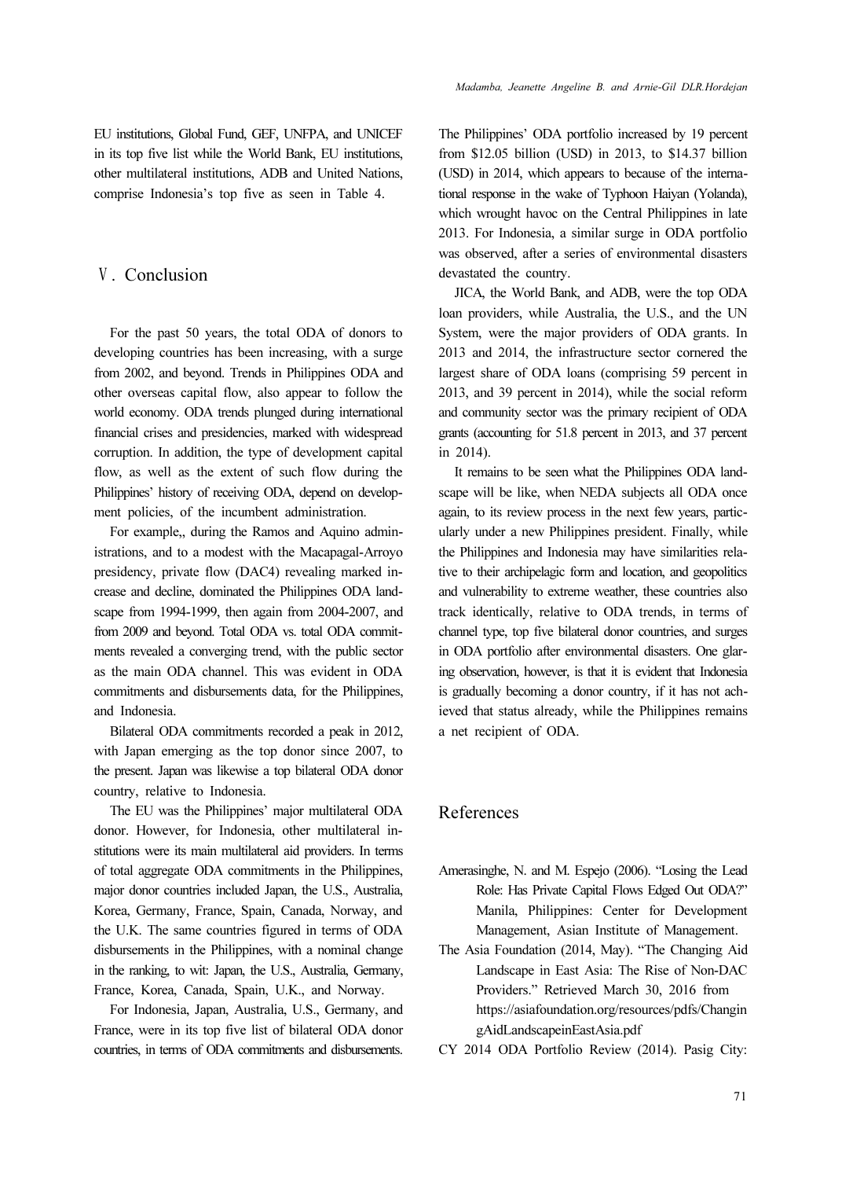EU institutions, Global Fund, GEF, UNFPA, and UNICEF in its top five list while the World Bank, EU institutions, other multilateral institutions, ADB and United Nations, comprise Indonesia's top five as seen in Table 4.

## Ⅴ. Conclusion

For the past 50 years, the total ODA of donors to developing countries has been increasing, with a surge from 2002, and beyond. Trends in Philippines ODA and other overseas capital flow, also appear to follow the world economy. ODA trends plunged during international financial crises and presidencies, marked with widespread corruption. In addition, the type of development capital flow, as well as the extent of such flow during the Philippines' history of receiving ODA, depend on development policies, of the incumbent administration.

For example,, during the Ramos and Aquino administrations, and to a modest with the Macapagal-Arroyo presidency, private flow (DAC4) revealing marked increase and decline, dominated the Philippines ODA landscape from 1994-1999, then again from 2004-2007, and from 2009 and beyond. Total ODA vs. total ODA commitments revealed a converging trend, with the public sector as the main ODA channel. This was evident in ODA commitments and disbursements data, for the Philippines, and Indonesia.

Bilateral ODA commitments recorded a peak in 2012, with Japan emerging as the top donor since 2007, to the present. Japan was likewise a top bilateral ODA donor country, relative to Indonesia.

The EU was the Philippines' major multilateral ODA donor. However, for Indonesia, other multilateral institutions were its main multilateral aid providers. In terms of total aggregate ODA commitments in the Philippines, major donor countries included Japan, the U.S., Australia, Korea, Germany, France, Spain, Canada, Norway, and the U.K. The same countries figured in terms of ODA disbursements in the Philippines, with a nominal change in the ranking, to wit: Japan, the U.S., Australia, Germany, France, Korea, Canada, Spain, U.K., and Norway.

For Indonesia, Japan, Australia, U.S., Germany, and France, were in its top five list of bilateral ODA donor countries, in terms of ODA commitments and disbursements. The Philippines' ODA portfolio increased by 19 percent from $12.05 billion (USD) in 2013, to $14.37 billion (USD) in 2014, which appears to because of the international response in the wake of Typhoon Haiyan (Yolanda), which wrought havoc on the Central Philippines in late 2013. For Indonesia, a similar surge in ODA portfolio was observed, after a series of environmental disasters devastated the country.

JICA, the World Bank, and ADB, were the top ODA loan providers, while Australia, the U.S., and the UN System, were the major providers of ODA grants. In 2013 and 2014, the infrastructure sector cornered the largest share of ODA loans (comprising 59 percent in 2013, and 39 percent in 2014), while the social reform and community sector was the primary recipient of ODA grants (accounting for 51.8 percent in 2013, and 37 percent in 2014).

It remains to be seen what the Philippines ODA landscape will be like, when NEDA subjects all ODA once again, to its review process in the next few years, particularly under a new Philippines president. Finally, while the Philippines and Indonesia may have similarities relative to their archipelagic form and location, and geopolitics and vulnerability to extreme weather, these countries also track identically, relative to ODA trends, in terms of channel type, top five bilateral donor countries, and surges in ODA portfolio after environmental disasters. One glaring observation, however, is that it is evident that Indonesia is gradually becoming a donor country, if it has not achieved that status already, while the Philippines remains a net recipient of ODA.

## References

Amerasinghe, N. and M. Espejo (2006). "Losing the Lead Role: Has Private Capital Flows Edged Out ODA?" Manila, Philippines: Center for Development Management, Asian Institute of Management.

The Asia Foundation (2014, May). "The Changing Aid Landscape in East Asia: The Rise of Non-DAC Providers." Retrieved March 30, 2016 from https://asiafoundation.org/resources/pdfs/ChangingAidLandscapeinEastAsia.pdf

CY 2014 ODA Portfolio Review (2014). Pasig City: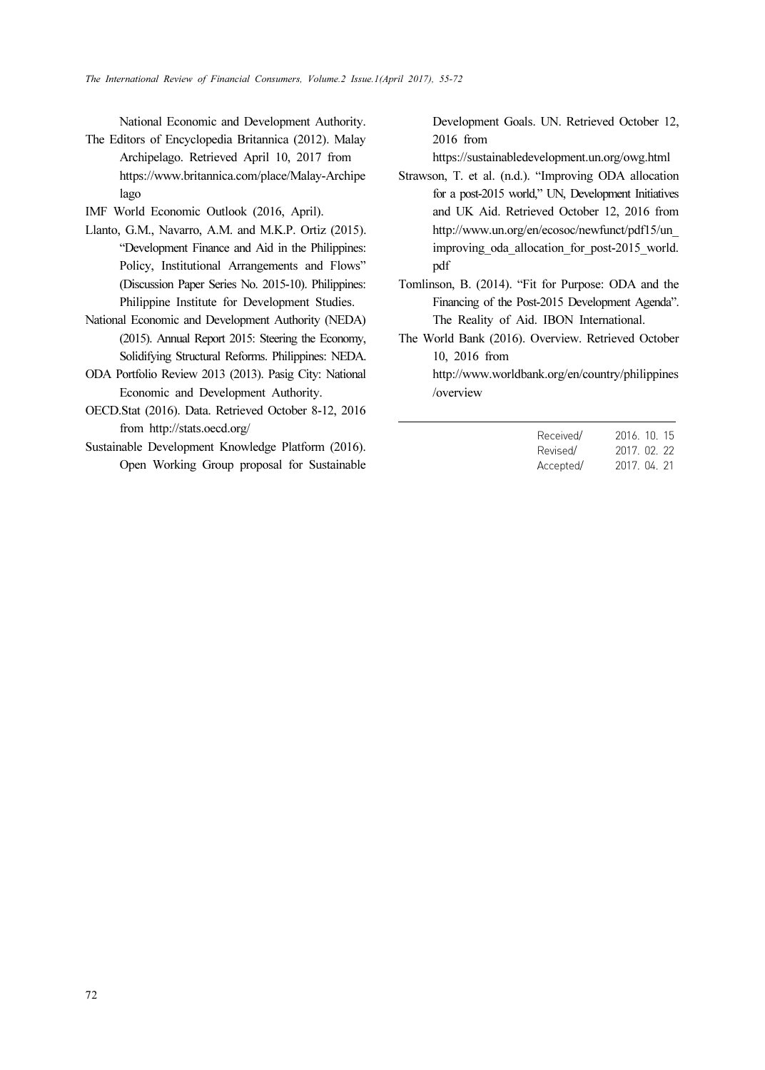National Economic and Development Authority.

The Editors of Encyclopedia Britannica (2012). Malay Archipelago. Retrieved April 10, 2017 from https://www.britannica.com/place/Malay-Archipelago

IMF World Economic Outlook (2016, April).

Llanto, G.M., Navarro, A.M. and M.K.P. Ortiz (2015). "Development Finance and Aid in the Philippines: Policy, Institutional Arrangements and Flows" (Discussion Paper Series No. 2015-10). Philippines: Philippine Institute for Development Studies.

National Economic and Development Authority (NEDA) (2015). Annual Report 2015: Steering the Economy, Solidifying Structural Reforms. Philippines: NEDA.

ODA Portfolio Review 2013 (2013). Pasig City: National Economic and Development Authority.

OECD.Stat (2016). Data. Retrieved October 8-12, 2016 from http://stats.oecd.org/

Sustainable Development Knowledge Platform (2016). Open Working Group proposal for Sustainable Development Goals. UN. Retrieved October 12, 2016 from https://sustainabledevelopment.un.org/owg.html

Strawson, T. et al. (n.d.). "Improving ODA allocation for a post-2015 world," UN, Development Initiatives and UK Aid. Retrieved October 12, 2016 from http://www.un.org/en/ecosoc/newfunct/pdf15/un_improving_oda_allocation_for_post-2015_world.pdf

Tomlinson, B. (2014). "Fit for Purpose: ODA and the Financing of the Post-2015 Development Agenda". The Reality of Aid. IBON International.

The World Bank (2016). Overview. Retrieved October 10, 2016 from http://www.worldbank.org/en/country/philippines/overview

---

Received/ 2016. 10. 15
Revised/ 2017. 02. 22
Accepted/ 2017. 04. 21